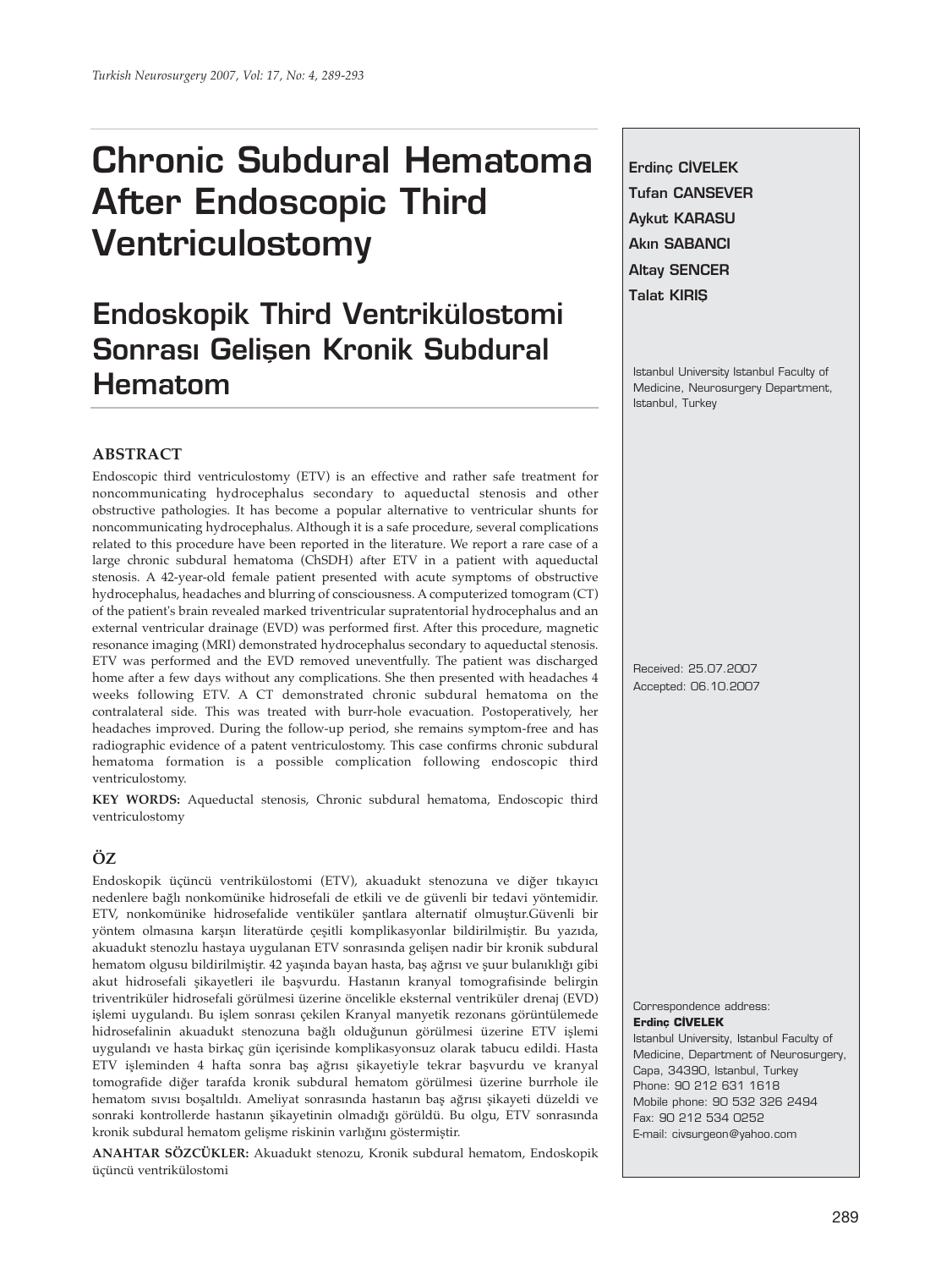# Chronic Subdural Hematoma After Endoscopic Third Ventriculostomy

# Endoskopik Third Ventrikülostomi Sonrası Gelişen Kronik Subdural Hematom

**Erdinç CİVELEK**
**Tufan CANSEVER**
**Aykut KARASU**
**Akın SABANCI**
**Altay SENCER**
**Talat KIRIŞ**

Istanbul University Istanbul Faculty of Medicine, Neurosurgery Department, Istanbul, Turkey

Received: 25.07.2007
Accepted: 06.10.2007

## ABSTRACT

Endoscopic third ventriculostomy (ETV) is an effective and rather safe treatment for noncommunicating hydrocephalus secondary to aqueductal stenosis and other obstructive pathologies. It has become a popular alternative to ventricular shunts for noncommunicating hydrocephalus. Although it is a safe procedure, several complications related to this procedure have been reported in the literature. We report a rare case of a large chronic subdural hematoma (ChSDH) after ETV in a patient with aqueductal stenosis. A 42-year-old female patient presented with acute symptoms of obstructive hydrocephalus, headaches and blurring of consciousness. A computerized tomogram (CT) of the patient's brain revealed marked triventricular supratentorial hydrocephalus and an external ventricular drainage (EVD) was performed first. After this procedure, magnetic resonance imaging (MRI) demonstrated hydrocephalus secondary to aqueductal stenosis. ETV was performed and the EVD removed uneventfully. The patient was discharged home after a few days without any complications. She then presented with headaches 4 weeks following ETV. A CT demonstrated chronic subdural hematoma on the contralateral side. This was treated with burr-hole evacuation. Postoperatively, her headaches improved. During the follow-up period, she remains symptom-free and has radiographic evidence of a patent ventriculostomy. This case confirms chronic subdural hematoma formation is a possible complication following endoscopic third ventriculostomy.

**KEY WORDS:** Aqueductal stenosis, Chronic subdural hematoma, Endoscopic third ventriculostomy

## ÖZ

Endoskopik üçüncü ventrikülostomi (ETV), akuadukt stenozuna ve diğer tıkayıcı nedenlere bağlı nonkomünike hidrosefali de etkili ve de güvenli bir tedavi yöntemidir. ETV, nonkomünike hidrosefalide ventiküler şantlara alternatif olmuştur.Güvenli bir yöntem olmasına karşın literatürde çeşitli komplikasyonlar bildirilmiştir. Bu yazıda, akuadukt stenozlu hastaya uygulanan ETV sonrasında gelişen nadir bir kronik subdural hematom olgusu bildirilmiştir. 42 yaşında bayan hasta, baş ağrısı ve şuur bulanıklığı gibi akut hidrosefali şikayetleri ile başvurdu. Hastanın kranyal tomografisinde belirgin triventriküler hidrosefali görülmesi üzerine öncelikle eksternal ventriküler drenaj (EVD) işlemi uygulandı. Bu işlem sonrası çekilen Kranyal manyetik rezonans görüntülemede hidrosefalinin akuadukt stenozuna bağlı olduğunun görülmesi üzerine ETV işlemi uygulandı ve hasta birkaç gün içerisinde komplikasyonsuz olarak tabucu edildi. Hasta ETV işleminden 4 hafta sonra baş ağrısı şikayetiyle tekrar başvurdu ve kranyal tomografide diğer tarafda kronik subdural hematom görülmesi üzerine burrhole ile hematom sıvısı boşaltıldı. Ameliyat sonrasında hastanın baş ağrısı şikayeti düzeldi ve sonraki kontrollerde hastanın şikayetinin olmadığı görüldü. Bu olgu, ETV sonrasında kronik subdural hematom gelişme riskinin varlığını göstermiştir.

**ANAHTAR SÖZCÜKLER:** Akuadukt stenozu, Kronik subdural hematom, Endoskopik üçüncü ventrikülostomi

Correspondence address:
**Erdinç CİVELEK**
Istanbul University, Istanbul Faculty of Medicine, Department of Neurosurgery, Capa, 34390, Istanbul, Turkey
Phone: 90 212 631 1618
Mobile phone: 90 532 326 2494
Fax: 90 212 534 0252
E-mail: civsurgeon@yahoo.com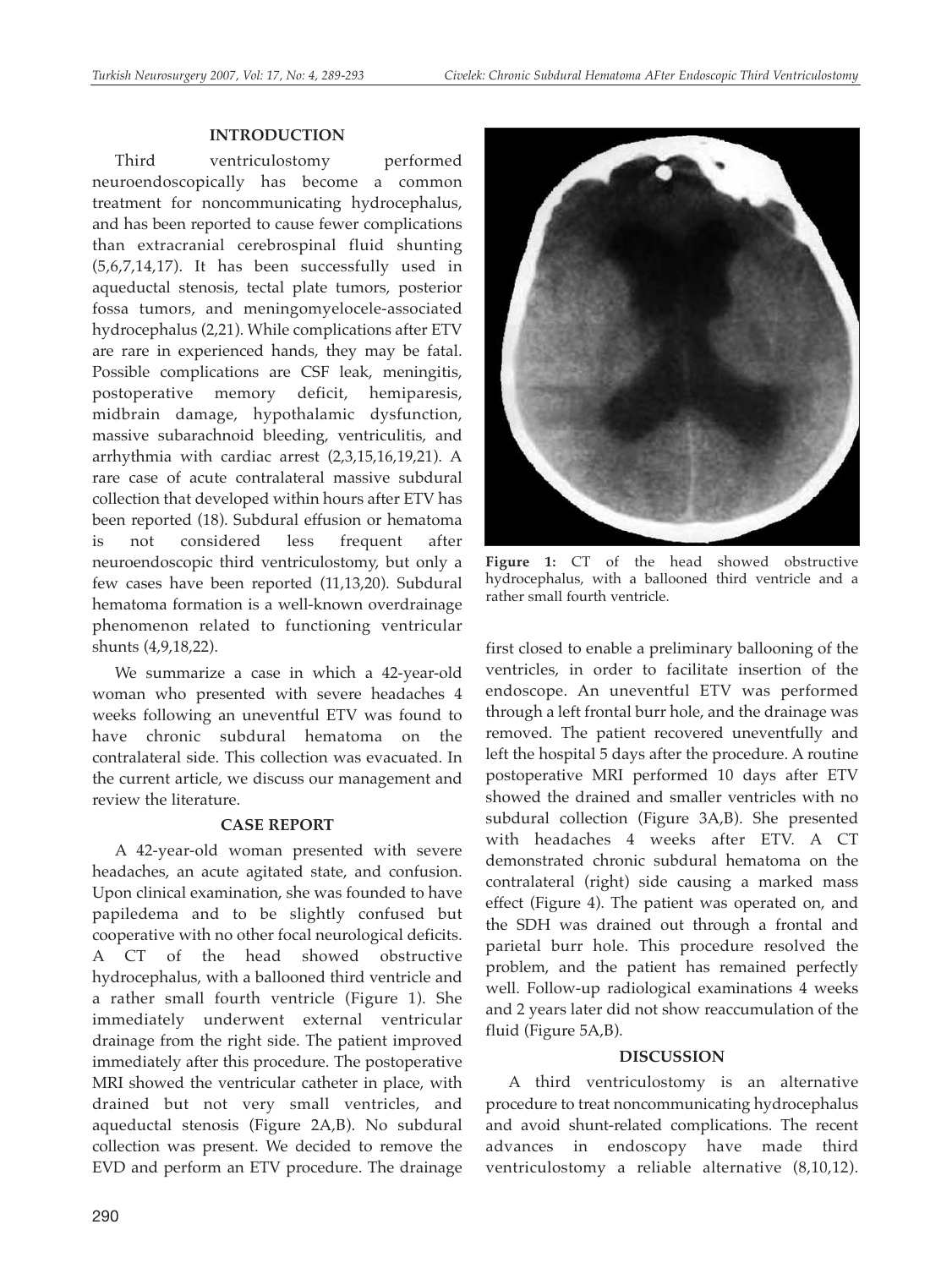## INTRODUCTION

Third ventriculostomy performed neuroendoscopically has become a common treatment for noncommunicating hydrocephalus, and has been reported to cause fewer complications than extracranial cerebrospinal fluid shunting (5,6,7,14,17). It has been successfully used in aqueductal stenosis, tectal plate tumors, posterior fossa tumors, and meningomyelocele-associated hydrocephalus (2,21). While complications after ETV are rare in experienced hands, they may be fatal. Possible complications are CSF leak, meningitis, postoperative memory deficit, hemiparesis, midbrain damage, hypothalamic dysfunction, massive subarachnoid bleeding, ventriculitis, and arrhythmia with cardiac arrest (2,3,15,16,19,21). A rare case of acute contralateral massive subdural collection that developed within hours after ETV has been reported (18). Subdural effusion or hematoma is not considered less frequent after neuroendoscopic third ventriculostomy, but only a few cases have been reported (11,13,20). Subdural hematoma formation is a well-known overdrainage phenomenon related to functioning ventricular shunts (4,9,18,22).

We summarize a case in which a 42-year-old woman who presented with severe headaches 4 weeks following an uneventful ETV was found to have chronic subdural hematoma on the contralateral side. This collection was evacuated. In the current article, we discuss our management and review the literature.

## CASE REPORT

A 42-year-old woman presented with severe headaches, an acute agitated state, and confusion. Upon clinical examination, she was founded to have papiledema and to be slightly confused but cooperative with no other focal neurological deficits. A CT of the head showed obstructive hydrocephalus, with a ballooned third ventricle and a rather small fourth ventricle (Figure 1). She immediately underwent external ventricular drainage from the right side. The patient improved immediately after this procedure. The postoperative MRI showed the ventricular catheter in place, with drained but not very small ventricles, and aqueductal stenosis (Figure 2A,B). No subdural collection was present. We decided to remove the EVD and perform an ETV procedure. The drainage first closed to enable a preliminary ballooning of the ventricles, in order to facilitate insertion of the endoscope. An uneventful ETV was performed through a left frontal burr hole, and the drainage was removed. The patient recovered uneventfully and left the hospital 5 days after the procedure. A routine postoperative MRI performed 10 days after ETV showed the drained and smaller ventricles with no subdural collection (Figure 3A,B). She presented with headaches 4 weeks after ETV. A CT demonstrated chronic subdural hematoma on the contralateral (right) side causing a marked mass effect (Figure 4). The patient was operated on, and the SDH was drained out through a frontal and parietal burr hole. This procedure resolved the problem, and the patient has remained perfectly well. Follow-up radiological examinations 4 weeks and 2 years later did not show reaccumulation of the fluid (Figure 5A,B).

**Figure 1:** CT of the head showed obstructive hydrocephalus, with a ballooned third ventricle and a rather small fourth ventricle.

## DISCUSSION

A third ventriculostomy is an alternative procedure to treat noncommunicating hydrocephalus and avoid shunt-related complications. The recent advances in endoscopy have made third ventriculostomy a reliable alternative (8,10,12).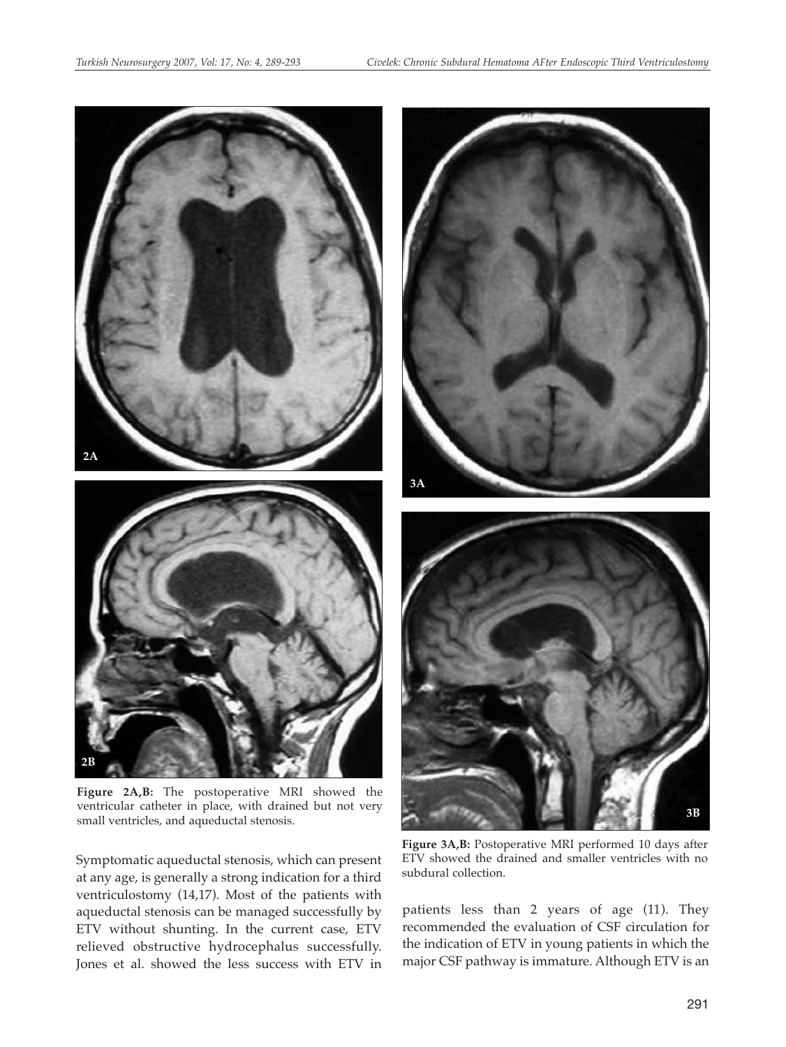**Figure 2A,B:** The postoperative MRI showed the ventricular catheter in place, with drained but not very small ventricles, and aqueductal stenosis.

**Figure 3A,B:** Postoperative MRI performed 10 days after ETV showed the drained and smaller ventricles with no subdural collection.

Symptomatic aqueductal stenosis, which can present at any age, is generally a strong indication for a third ventriculostomy (14,17). Most of the patients with aqueductal stenosis can be managed successfully by ETV without shunting. In the current case, ETV relieved obstructive hydrocephalus successfully. Jones et al. showed the less success with ETV in patients less than 2 years of age (11). They recommended the evaluation of CSF circulation for the indication of ETV in young patients in which the major CSF pathway is immature. Although ETV is an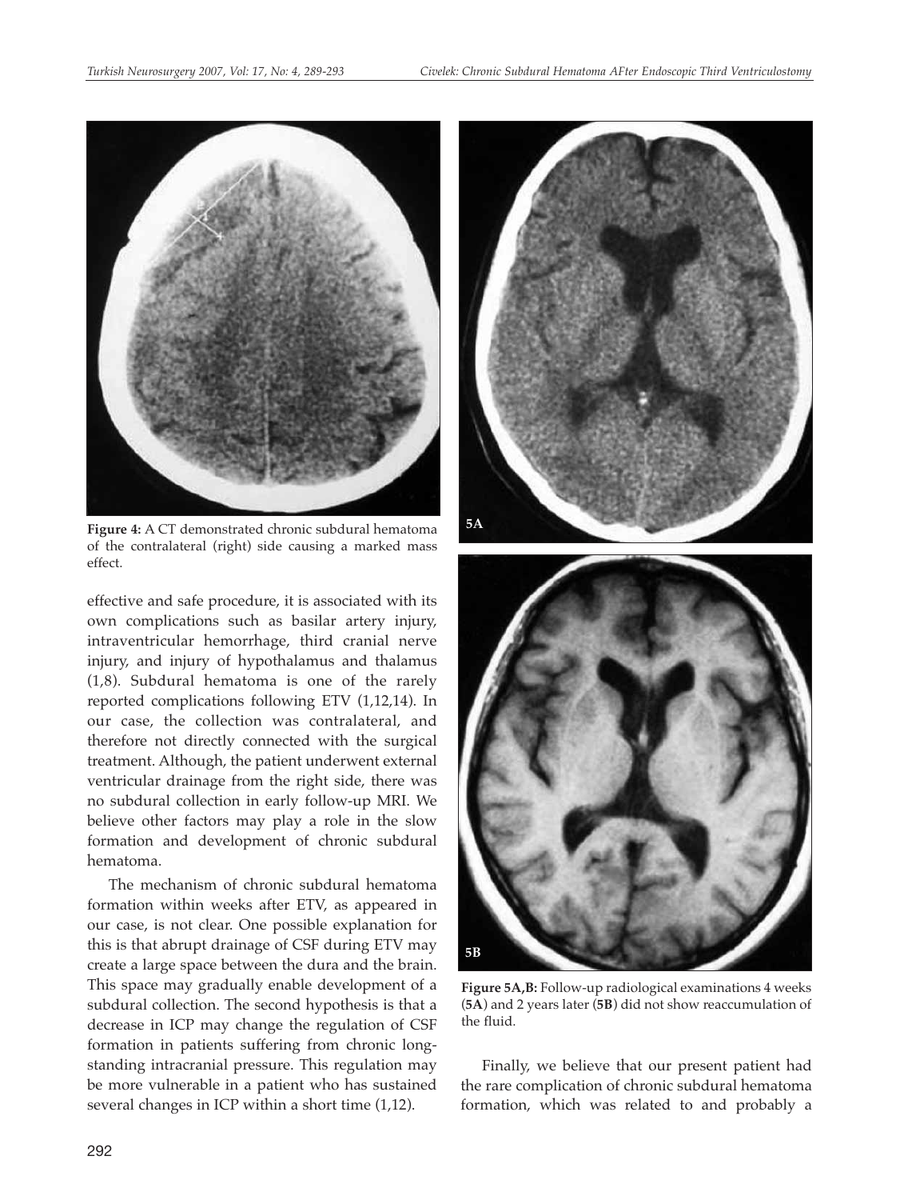**Figure 4:** A CT demonstrated chronic subdural hematoma of the contralateral (right) side causing a marked mass effect.

effective and safe procedure, it is associated with its own complications such as basilar artery injury, intraventricular hemorrhage, third cranial nerve injury, and injury of hypothalamus and thalamus (1,8). Subdural hematoma is one of the rarely reported complications following ETV (1,12,14). In our case, the collection was contralateral, and therefore not directly connected with the surgical treatment. Although, the patient underwent external ventricular drainage from the right side, there was no subdural collection in early follow-up MRI. We believe other factors may play a role in the slow formation and development of chronic subdural hematoma.

The mechanism of chronic subdural hematoma formation within weeks after ETV, as appeared in our case, is not clear. One possible explanation for this is that abrupt drainage of CSF during ETV may create a large space between the dura and the brain. This space may gradually enable development of a subdural collection. The second hypothesis is that a decrease in ICP may change the regulation of CSF formation in patients suffering from chronic long-standing intracranial pressure. This regulation may be more vulnerable in a patient who has sustained several changes in ICP within a short time (1,12).

**Figure 5A,B:** Follow-up radiological examinations 4 weeks (**5A**) and 2 years later (**5B**) did not show reaccumulation of the fluid.

Finally, we believe that our present patient had the rare complication of chronic subdural hematoma formation, which was related to and probably a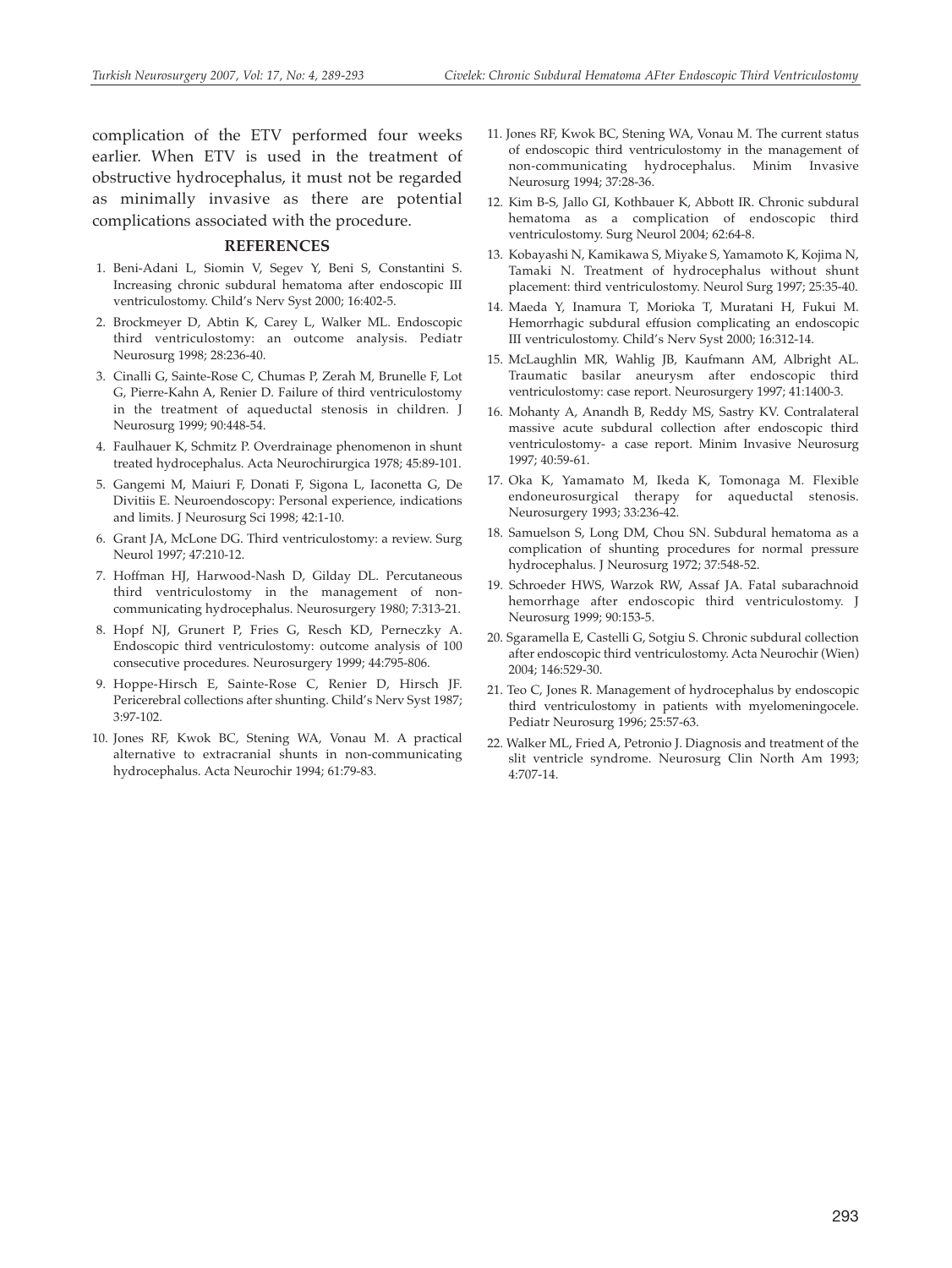complication of the ETV performed four weeks earlier. When ETV is used in the treatment of obstructive hydrocephalus, it must not be regarded as minimally invasive as there are potential complications associated with the procedure.

## REFERENCES

1. Beni-Adani L, Siomin V, Segev Y, Beni S, Constantini S. Increasing chronic subdural hematoma after endoscopic III ventriculostomy. Child's Nerv Syst 2000; 16:402-5.
2. Brockmeyer D, Abtin K, Carey L, Walker ML. Endoscopic third ventriculostomy: an outcome analysis. Pediatr Neurosurg 1998; 28:236-40.
3. Cinalli G, Sainte-Rose C, Chumas P, Zerah M, Brunelle F, Lot G, Pierre-Kahn A, Renier D. Failure of third ventriculostomy in the treatment of aqueductal stenosis in children. J Neurosurg 1999; 90:448-54.
4. Faulhauer K, Schmitz P. Overdrainage phenomenon in shunt treated hydrocephalus. Acta Neurochirurgica 1978; 45:89-101.
5. Gangemi M, Maiuri F, Donati F, Sigona L, Iaconetta G, De Divitiis E. Neuroendoscopy: Personal experience, indications and limits. J Neurosurg Sci 1998; 42:1-10.
6. Grant JA, McLone DG. Third ventriculostomy: a review. Surg Neurol 1997; 47:210-12.
7. Hoffman HJ, Harwood-Nash D, Gilday DL. Percutaneous third ventriculostomy in the management of non-communicating hydrocephalus. Neurosurgery 1980; 7:313-21.
8. Hopf NJ, Grunert P, Fries G, Resch KD, Perneczky A. Endoscopic third ventriculostomy: outcome analysis of 100 consecutive procedures. Neurosurgery 1999; 44:795-806.
9. Hoppe-Hirsch E, Sainte-Rose C, Renier D, Hirsch JF. Pericerebral collections after shunting. Child's Nerv Syst 1987; 3:97-102.
10. Jones RF, Kwok BC, Stening WA, Vonau M. A practical alternative to extracranial shunts in non-communicating hydrocephalus. Acta Neurochir 1994; 61:79-83.
11. Jones RF, Kwok BC, Stening WA, Vonau M. The current status of endoscopic third ventriculostomy in the management of non-communicating hydrocephalus. Minim Invasive Neurosurg 1994; 37:28-36.
12. Kim B-S, Jallo GI, Kothbauer K, Abbott IR. Chronic subdural hematoma as a complication of endoscopic third ventriculostomy. Surg Neurol 2004; 62:64-8.
13. Kobayashi N, Kamikawa S, Miyake S, Yamamoto K, Kojima N, Tamaki N. Treatment of hydrocephalus without shunt placement: third ventriculostomy. Neurol Surg 1997; 25:35-40.
14. Maeda Y, Inamura T, Morioka T, Muratani H, Fukui M. Hemorrhagic subdural effusion complicating an endoscopic III ventriculostomy. Child's Nerv Syst 2000; 16:312-14.
15. McLaughlin MR, Wahlig JB, Kaufmann AM, Albright AL. Traumatic basilar aneurysm after endoscopic third ventriculostomy: case report. Neurosurgery 1997; 41:1400-3.
16. Mohanty A, Anandh B, Reddy MS, Sastry KV. Contralateral massive acute subdural collection after endoscopic third ventriculostomy- a case report. Minim Invasive Neurosurg 1997; 40:59-61.
17. Oka K, Yamamato M, Ikeda K, Tomonaga M. Flexible endoneurosurgical therapy for aqueductal stenosis. Neurosurgery 1993; 33:236-42.
18. Samuelson S, Long DM, Chou SN. Subdural hematoma as a complication of shunting procedures for normal pressure hydrocephalus. J Neurosurg 1972; 37:548-52.
19. Schroeder HWS, Warzok RW, Assaf JA. Fatal subarachnoid hemorrhage after endoscopic third ventriculostomy. J Neurosurg 1999; 90:153-5.
20. Sgaramella E, Castelli G, Sotgiu S. Chronic subdural collection after endoscopic third ventriculostomy. Acta Neurochir (Wien) 2004; 146:529-30.
21. Teo C, Jones R. Management of hydrocephalus by endoscopic third ventriculostomy in patients with myelomeningocele. Pediatr Neurosurg 1996; 25:57-63.
22. Walker ML, Fried A, Petronio J. Diagnosis and treatment of the slit ventricle syndrome. Neurosurg Clin North Am 1993; 4:707-14.